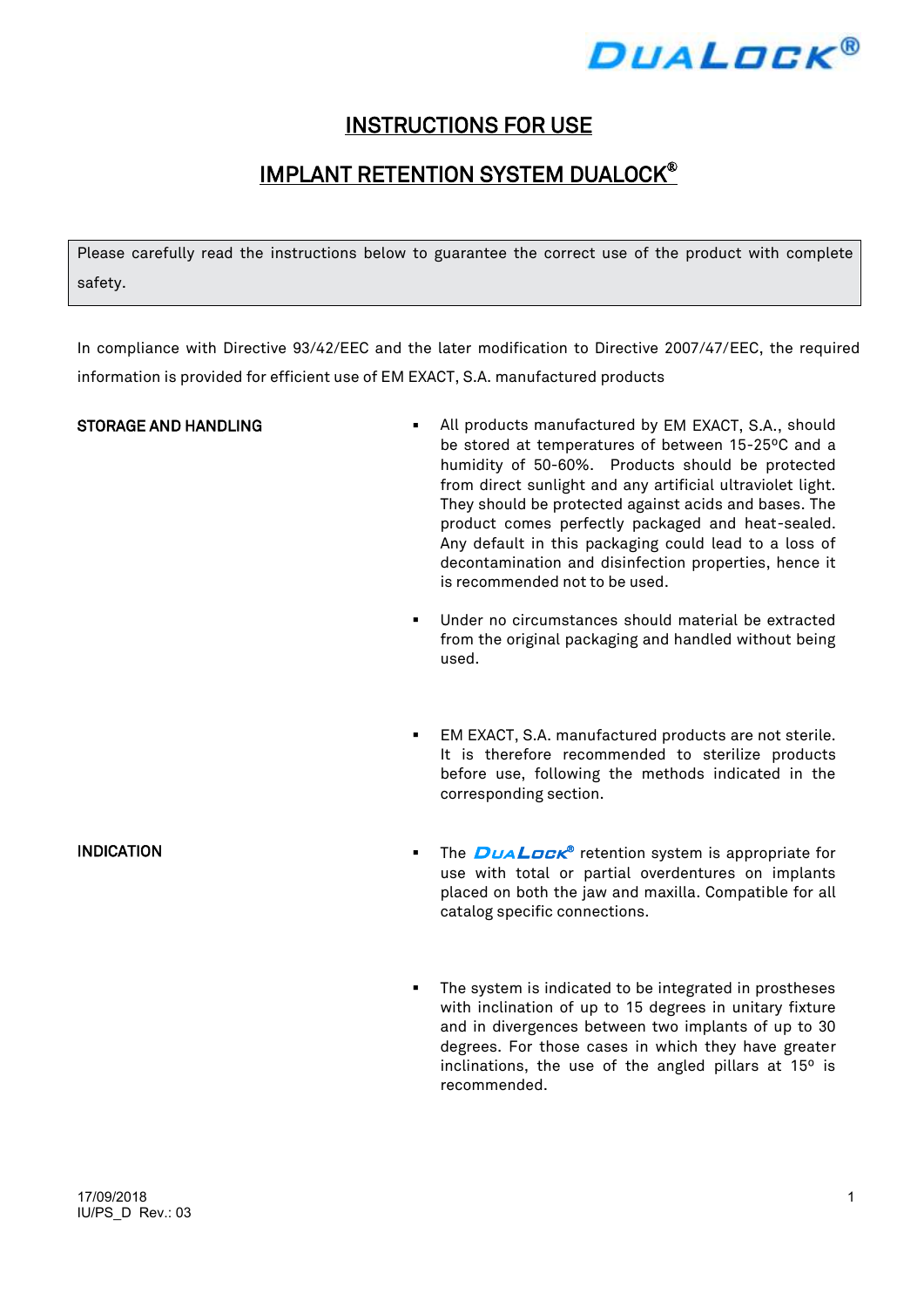DUALOCK®

# INSTRUCTIONS FOR USE

# IMPLANT RETENTION SYSTEM DUALOCK®

Please carefully read the instructions below to guarantee the correct use of the product with complete safety.

In compliance with Directive 93/42/EEC and the later modification to Directive 2007/47/EEC, the required information is provided for efficient use of EM EXACT, S.A. manufactured products

## STORAGE AND HANDLING

- All products manufactured by EM EXACT, S.A., should be stored at temperatures of between 15-25ºC and a humidity of 50-60%. Products should be protected from direct sunlight and any artificial ultraviolet light. They should be protected against acids and bases. The product comes perfectly packaged and heat-sealed. Any default in this packaging could lead to a loss of decontamination and disinfection properties, hence it is recommended not to be used.

- Under no circumstances should material be extracted from the original packaging and handled without being used.

- EM EXACT, S.A. manufactured products are not sterile. It is therefore recommended to sterilize products before use, following the methods indicated in the corresponding section.

## INDICATION

- The DUALOCK® retention system is appropriate for use with total or partial overdentures on implants placed on both the jaw and maxilla. Compatible for all catalog specific connections.

- The system is indicated to be integrated in prostheses with inclination of up to 15 degrees in unitary fixture and in divergences between two implants of up to 30 degrees. For those cases in which they have greater inclinations, the use of the angled pillars at 15º is recommended.

17/09/2018
IU/PS_D Rev.: 03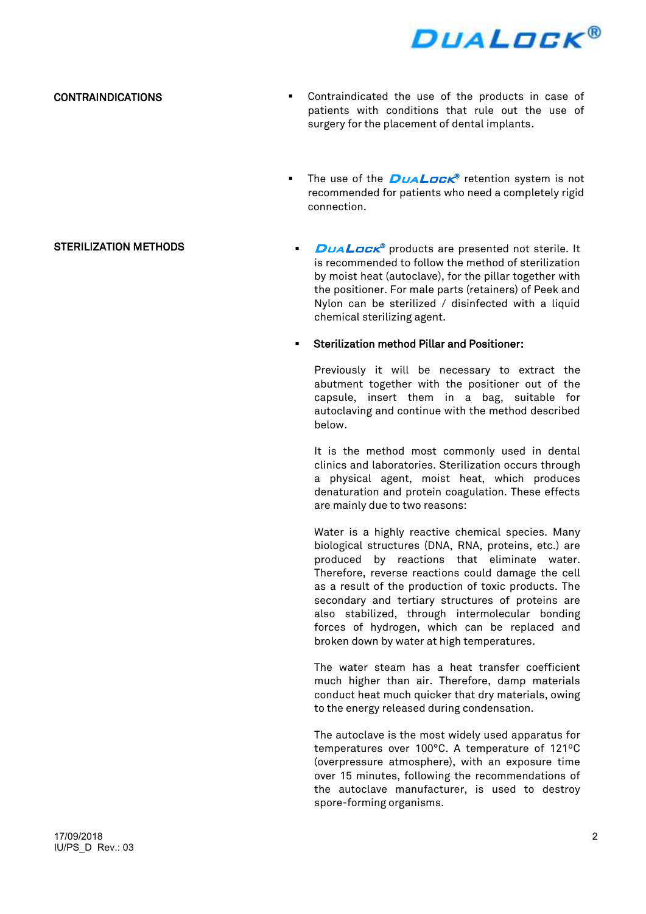## CONTRAINDICATIONS

- Contraindicated the use of the products in case of patients with conditions that rule out the use of surgery for the placement of dental implants.

- The use of the DUALOCK® retention system is not recommended for patients who need a completely rigid connection.

## STERILIZATION METHODS

- DUALOCK® products are presented not sterile. It is recommended to follow the method of sterilization by moist heat (autoclave), for the pillar together with the positioner. For male parts (retainers) of Peek and Nylon can be sterilized / disinfected with a liquid chemical sterilizing agent.

- **Sterilization method Pillar and Positioner:**

  Previously it will be necessary to extract the abutment together with the positioner out of the capsule, insert them in a bag, suitable for autoclaving and continue with the method described below.

  It is the method most commonly used in dental clinics and laboratories. Sterilization occurs through a physical agent, moist heat, which produces denaturation and protein coagulation. These effects are mainly due to two reasons:

  Water is a highly reactive chemical species. Many biological structures (DNA, RNA, proteins, etc.) are produced by reactions that eliminate water. Therefore, reverse reactions could damage the cell as a result of the production of toxic products. The secondary and tertiary structures of proteins are also stabilized, through intermolecular bonding forces of hydrogen, which can be replaced and broken down by water at high temperatures.

  The water steam has a heat transfer coefficient much higher than air. Therefore, damp materials conduct heat much quicker that dry materials, owing to the energy released during condensation.

  The autoclave is the most widely used apparatus for temperatures over 100ºC. A temperature of 121ºC (overpressure atmosphere), with an exposure time over 15 minutes, following the recommendations of the autoclave manufacturer, is used to destroy spore-forming organisms.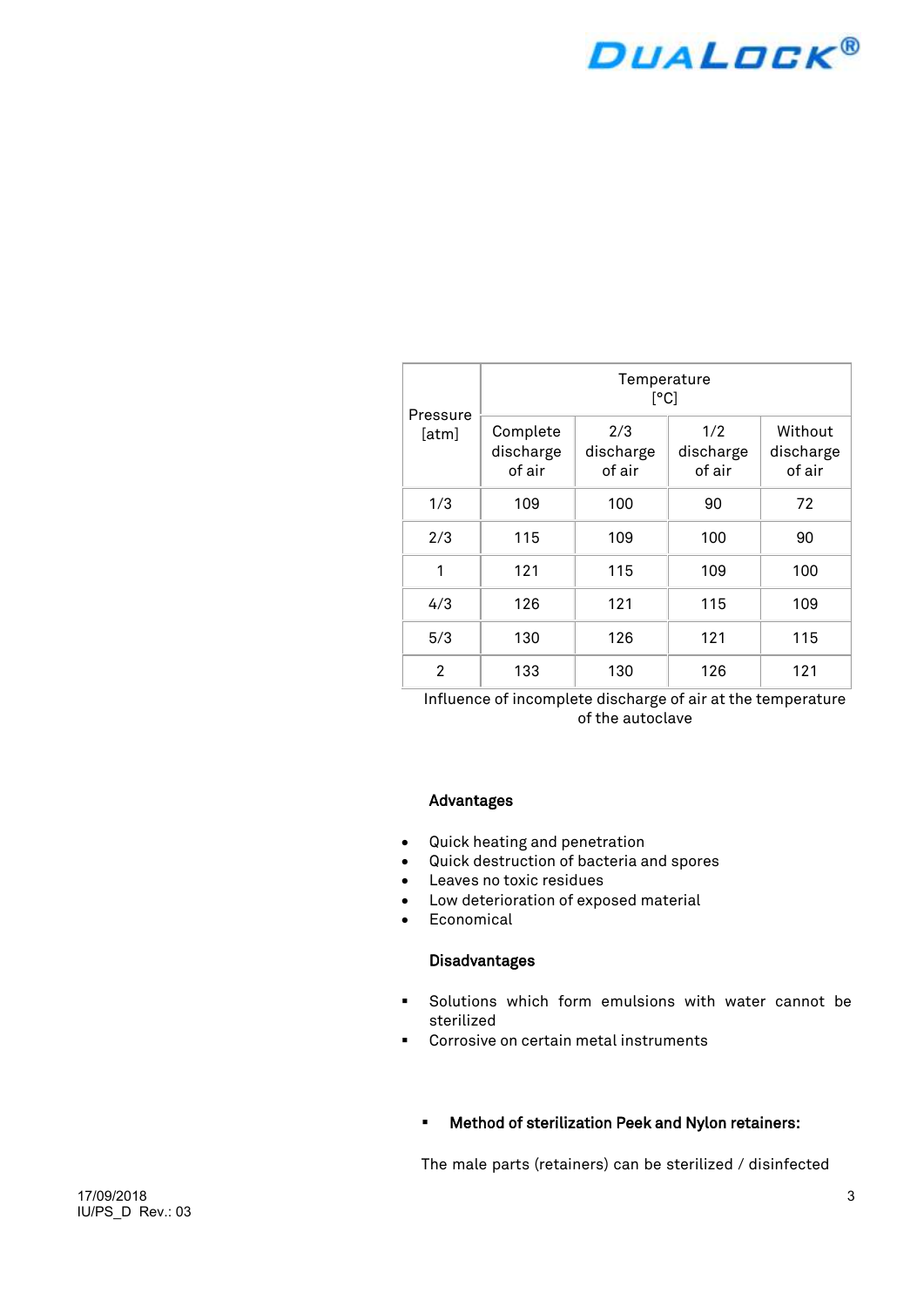| Pressure [atm] | Temperature [°C] | | | |
|---|---|---|---|---|
| | Complete discharge of air | 2/3 discharge of air | 1/2 discharge of air | Without discharge of air |
| 1/3 | 109 | 100 | 90 | 72 |
| 2/3 | 115 | 109 | 100 | 90 |
| 1 | 121 | 115 | 109 | 100 |
| 4/3 | 126 | 121 | 115 | 109 |
| 5/3 | 130 | 126 | 121 | 115 |
| 2 | 133 | 130 | 126 | 121 |

Influence of incomplete discharge of air at the temperature of the autoclave

**Advantages**

- Quick heating and penetration
- Quick destruction of bacteria and spores
- Leaves no toxic residues
- Low deterioration of exposed material
- Economical

**Disadvantages**

- Solutions which form emulsions with water cannot be sterilized
- Corrosive on certain metal instruments

- **Method of sterilization Peek and Nylon retainers:**

The male parts (retainers) can be sterilized / disinfected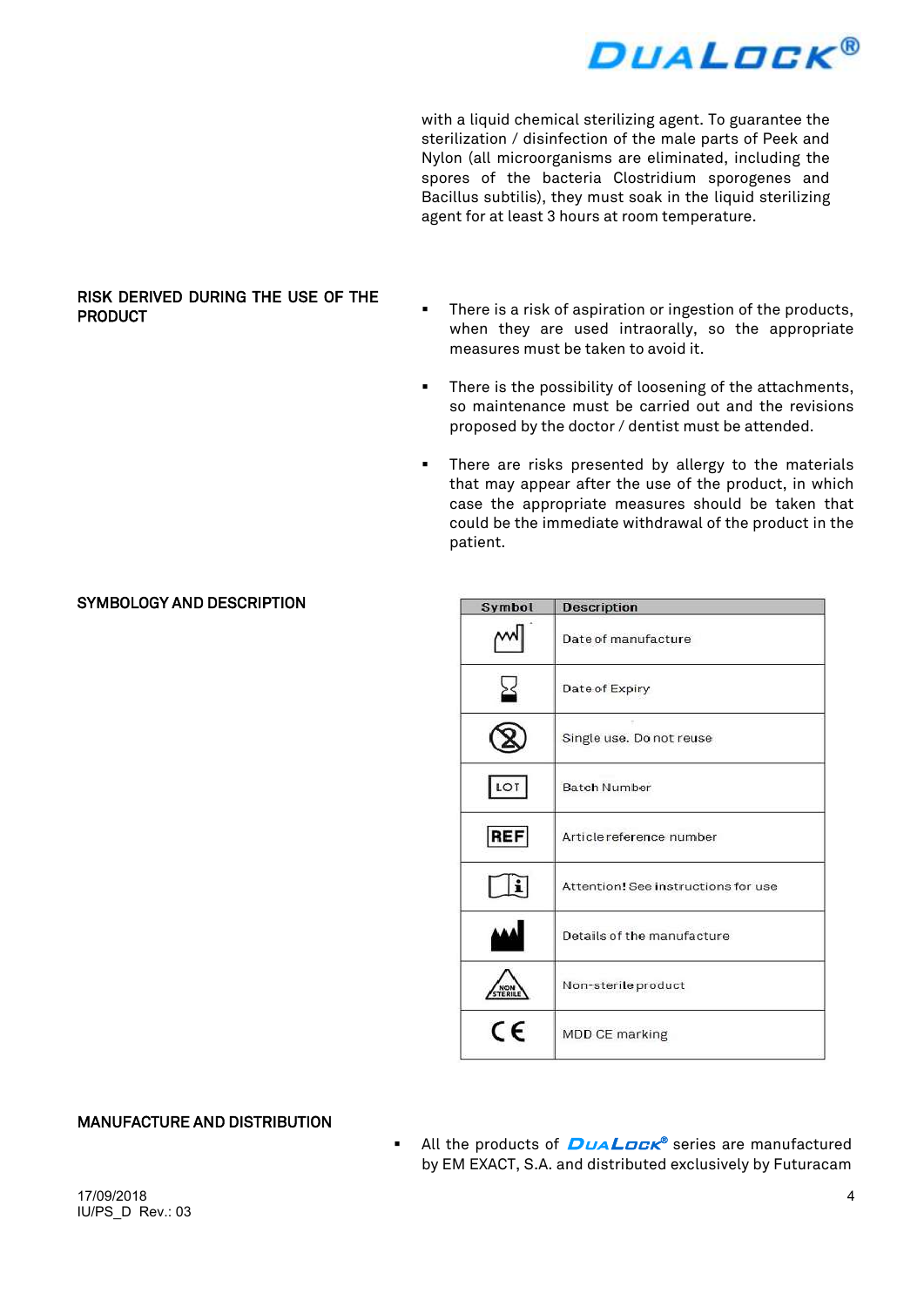with a liquid chemical sterilizing agent. To guarantee the sterilization / disinfection of the male parts of Peek and Nylon (all microorganisms are eliminated, including the spores of the bacteria Clostridium sporogenes and Bacillus subtilis), they must soak in the liquid sterilizing agent for at least 3 hours at room temperature.

## RISK DERIVED DURING THE USE OF THE PRODUCT

- There is a risk of aspiration or ingestion of the products, when they are used intraorally, so the appropriate measures must be taken to avoid it.
- There is the possibility of loosening of the attachments, so maintenance must be carried out and the revisions proposed by the doctor / dentist must be attended.
- There are risks presented by allergy to the materials that may appear after the use of the product, in which case the appropriate measures should be taken that could be the immediate withdrawal of the product in the patient.

## SYMBOLOGY AND DESCRIPTION

| Symbol | Description |
|---|---|
| | Date of manufacture |
| | Date of Expiry |
| | Single use. Do not reuse |
| LOT | Batch Number |
| REF | Article reference number |
| | Attention! See instructions for use |
| | Details of the manufacture |
| NON STERILE | Non-sterile product |
| CE | MDD CE marking |

## MANUFACTURE AND DISTRIBUTION

- All the products of DuaLock® series are manufactured by EM EXACT, S.A. and distributed exclusively by Futuracam

17/09/2018
IU/PS_D Rev.: 03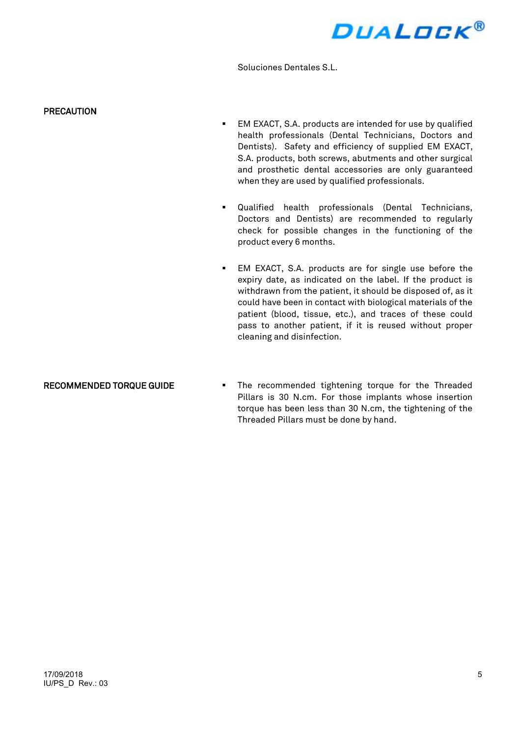Soluciones Dentales S.L.

## PRECAUTION

- EM EXACT, S.A. products are intended for use by qualified health professionals (Dental Technicians, Doctors and Dentists). Safety and efficiency of supplied EM EXACT, S.A. products, both screws, abutments and other surgical and prosthetic dental accessories are only guaranteed when they are used by qualified professionals.

- Qualified health professionals (Dental Technicians, Doctors and Dentists) are recommended to regularly check for possible changes in the functioning of the product every 6 months.

- EM EXACT, S.A. products are for single use before the expiry date, as indicated on the label. If the product is withdrawn from the patient, it should be disposed of, as it could have been in contact with biological materials of the patient (blood, tissue, etc.), and traces of these could pass to another patient, if it is reused without proper cleaning and disinfection.

## RECOMMENDED TORQUE GUIDE

- The recommended tightening torque for the Threaded Pillars is 30 N.cm. For those implants whose insertion torque has been less than 30 N.cm, the tightening of the Threaded Pillars must be done by hand.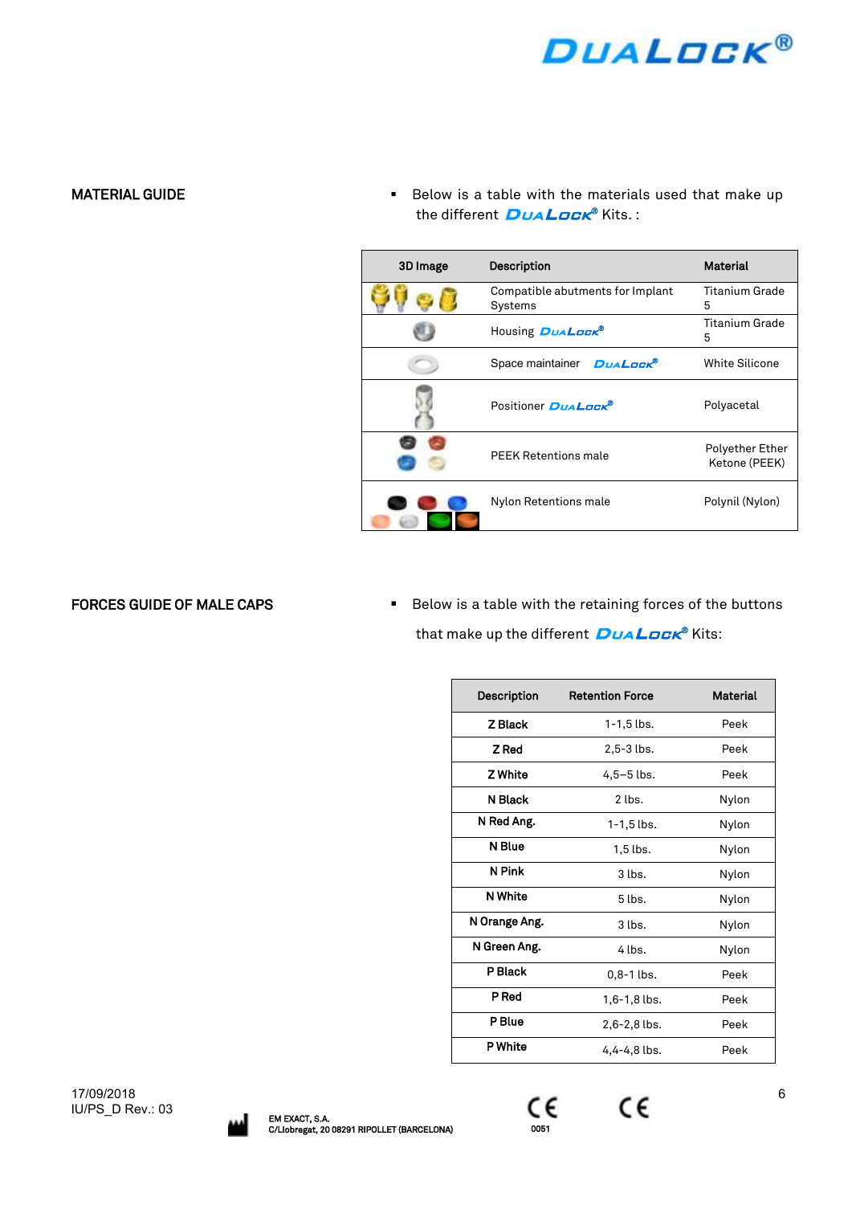DUALOCK®

## MATERIAL GUIDE

- Below is a table with the materials used that make up the different DUALOCK® Kits. :

| 3D Image | Description | Material |
|---|---|---|
| | Compatible abutments for Implant Systems | Titanium Grade 5 |
| | Housing DUALOCK® | Titanium Grade 5 |
| | Space maintainer DUALOCK® | White Silicone |
| | Positioner DUALOCK® | Polyacetal |
| | PEEK Retentions male | Polyether Ether Ketone (PEEK) |
| | Nylon Retentions male | Polynil (Nylon) |

## FORCES GUIDE OF MALE CAPS

- Below is a table with the retaining forces of the buttons that make up the different DUALOCK® Kits:

| Description | Retention Force | Material |
|---|---|---|
| **Z Black** | 1-1,5 lbs. | Peek |
| **Z Red** | 2,5-3 lbs. | Peek |
| **Z White** | 4,5–5 lbs. | Peek |
| **N Black** | 2 lbs. | Nylon |
| **N Red Ang.** | 1-1,5 lbs. | Nylon |
| **N Blue** | 1,5 lbs. | Nylon |
| **N Pink** | 3 lbs. | Nylon |
| **N White** | 5 lbs. | Nylon |
| **N Orange Ang.** | 3 lbs. | Nylon |
| **N Green Ang.** | 4 lbs. | Nylon |
| **P Black** | 0,8-1 lbs. | Peek |
| **P Red** | 1,6-1,8 lbs. | Peek |
| **P Blue** | 2,6-2,8 lbs. | Peek |
| **P White** | 4,4-4,8 lbs. | Peek |

17/09/2018
IU/PS_D Rev.: 03

EM EXACT, S.A.
C/Llobregat, 20 08291 RIPOLLET (BARCELONA)

CE 0051 CE